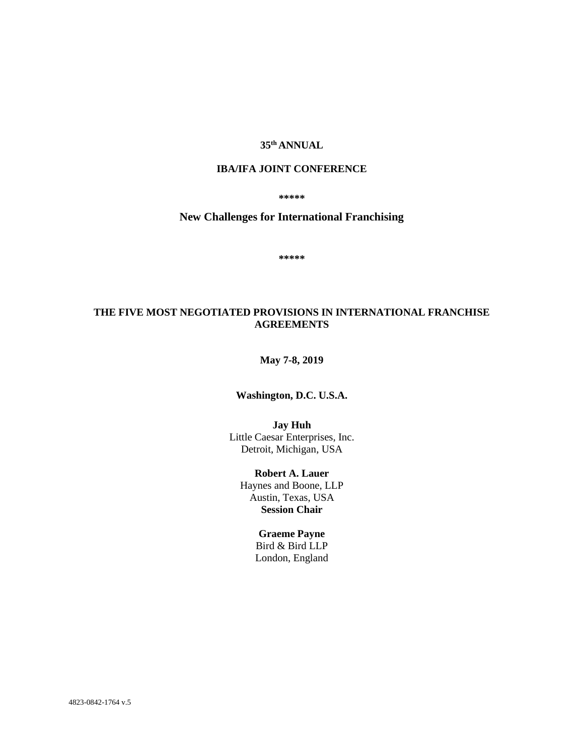**35th ANNUAL**

**IBA/IFA JOINT CONFERENCE**

**\*\*\*\*\***

**New Challenges for International Franchising**

**\*\*\*\*\***

# THE FIVE MOST NEGOTIATED PROVISIONS IN INTERNATIONAL FRANCHISE AGREEMENTS

**May 7-8, 2019**

**Washington, D.C. U.S.A.**

**Jay Huh**
Little Caesar Enterprises, Inc.
Detroit, Michigan, USA

**Robert A. Lauer**
Haynes and Boone, LLP
Austin, Texas, USA
**Session Chair**

**Graeme Payne**
Bird & Bird LLP
London, England

4823-0842-1764 v.5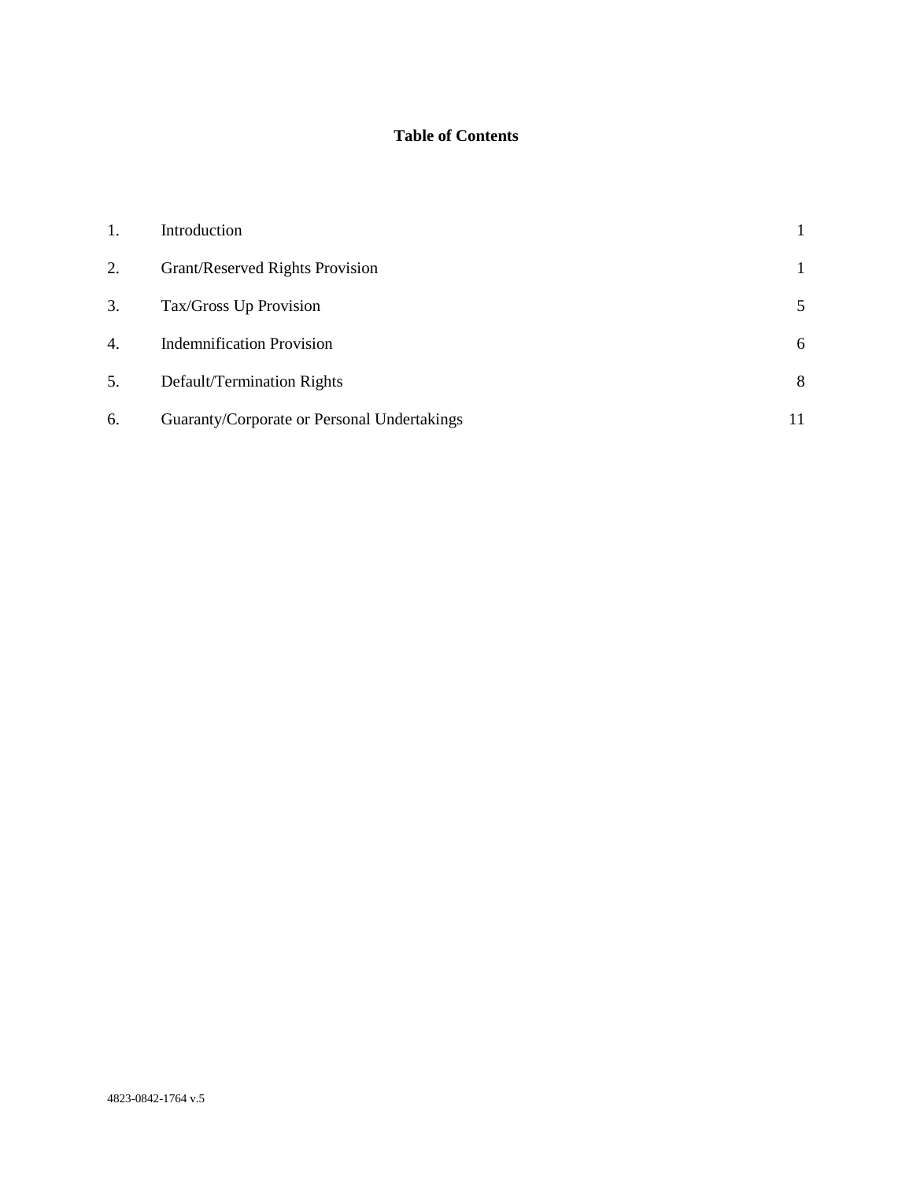**Table of Contents**

| | | |
|---|---|---|
| 1. | Introduction | 1 |
| 2. | Grant/Reserved Rights Provision | 1 |
| 3. | Tax/Gross Up Provision | 5 |
| 4. | Indemnification Provision | 6 |
| 5. | Default/Termination Rights | 8 |
| 6. | Guaranty/Corporate or Personal Undertakings | 11 |

4823-0842-1764 v.5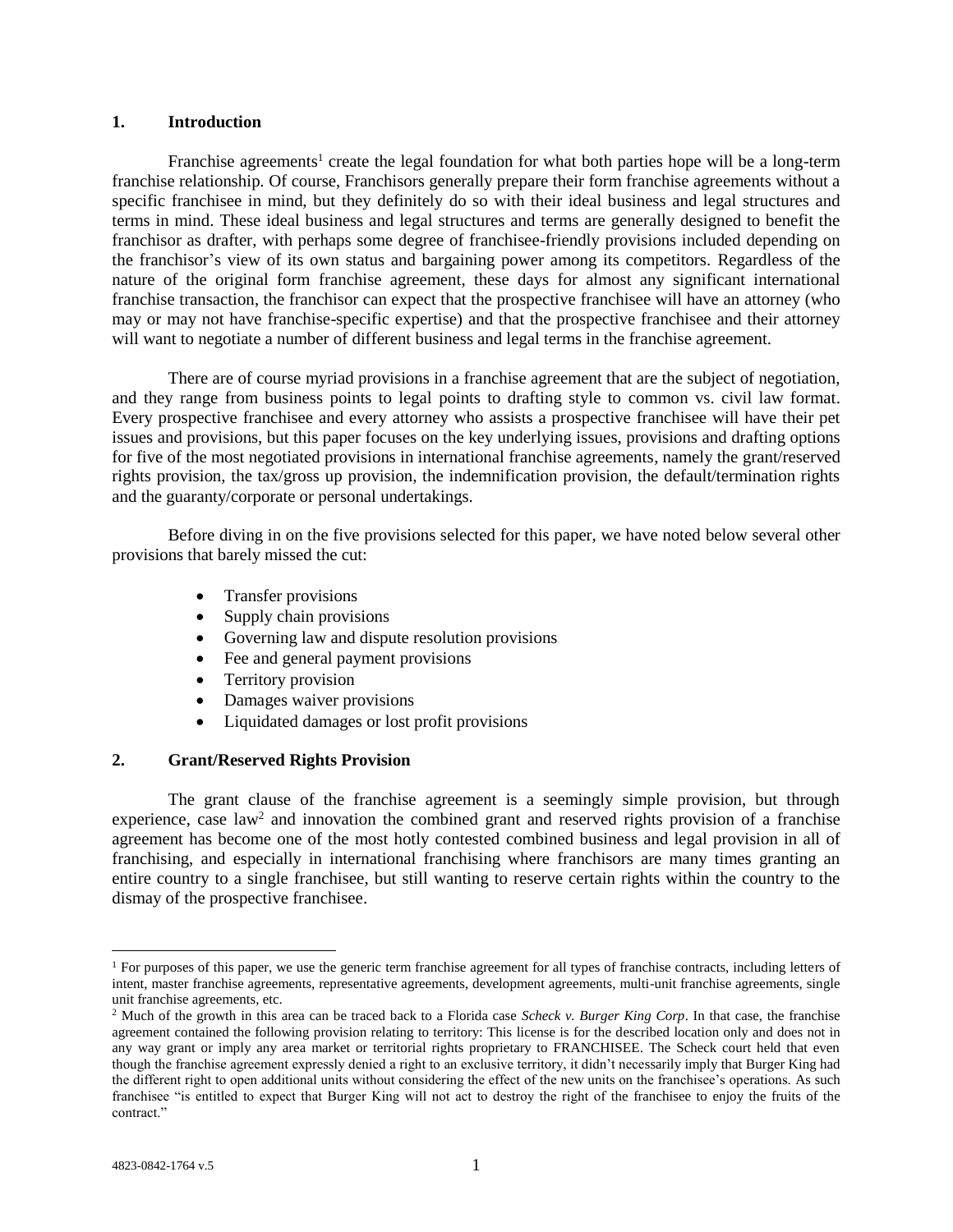## 1. Introduction

Franchise agreements[1] create the legal foundation for what both parties hope will be a long-term franchise relationship. Of course, Franchisors generally prepare their form franchise agreements without a specific franchisee in mind, but they definitely do so with their ideal business and legal structures and terms in mind. These ideal business and legal structures and terms are generally designed to benefit the franchisor as drafter, with perhaps some degree of franchisee-friendly provisions included depending on the franchisor's view of its own status and bargaining power among its competitors. Regardless of the nature of the original form franchise agreement, these days for almost any significant international franchise transaction, the franchisor can expect that the prospective franchisee will have an attorney (who may or may not have franchise-specific expertise) and that the prospective franchisee and their attorney will want to negotiate a number of different business and legal terms in the franchise agreement.

There are of course myriad provisions in a franchise agreement that are the subject of negotiation, and they range from business points to legal points to drafting style to common vs. civil law format. Every prospective franchisee and every attorney who assists a prospective franchisee will have their pet issues and provisions, but this paper focuses on the key underlying issues, provisions and drafting options for five of the most negotiated provisions in international franchise agreements, namely the grant/reserved rights provision, the tax/gross up provision, the indemnification provision, the default/termination rights and the guaranty/corporate or personal undertakings.

Before diving in on the five provisions selected for this paper, we have noted below several other provisions that barely missed the cut:

- Transfer provisions
- Supply chain provisions
- Governing law and dispute resolution provisions
- Fee and general payment provisions
- Territory provision
- Damages waiver provisions
- Liquidated damages or lost profit provisions

## 2. Grant/Reserved Rights Provision

The grant clause of the franchise agreement is a seemingly simple provision, but through experience, case law[2] and innovation the combined grant and reserved rights provision of a franchise agreement has become one of the most hotly contested combined business and legal provision in all of franchising, and especially in international franchising where franchisors are many times granting an entire country to a single franchisee, but still wanting to reserve certain rights within the country to the dismay of the prospective franchisee.

---

[1] For purposes of this paper, we use the generic term franchise agreement for all types of franchise contracts, including letters of intent, master franchise agreements, representative agreements, development agreements, multi-unit franchise agreements, single unit franchise agreements, etc.

[2] Much of the growth in this area can be traced back to a Florida case *Scheck v. Burger King Corp*. In that case, the franchise agreement contained the following provision relating to territory: This license is for the described location only and does not in any way grant or imply any area market or territorial rights proprietary to FRANCHISEE. The Scheck court held that even though the franchise agreement expressly denied a right to an exclusive territory, it didn't necessarily imply that Burger King had the different right to open additional units without considering the effect of the new units on the franchisee's operations. As such franchisee "is entitled to expect that Burger King will not act to destroy the right of the franchisee to enjoy the fruits of the contract."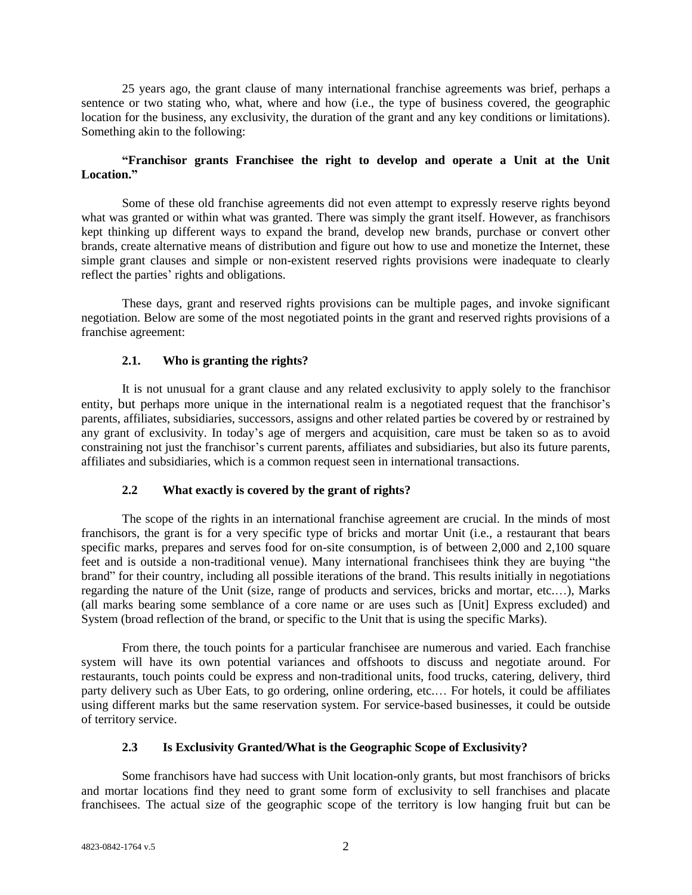25 years ago, the grant clause of many international franchise agreements was brief, perhaps a sentence or two stating who, what, where and how (i.e., the type of business covered, the geographic location for the business, any exclusivity, the duration of the grant and any key conditions or limitations). Something akin to the following:

**"Franchisor grants Franchisee the right to develop and operate a Unit at the Unit Location."**

Some of these old franchise agreements did not even attempt to expressly reserve rights beyond what was granted or within what was granted. There was simply the grant itself. However, as franchisors kept thinking up different ways to expand the brand, develop new brands, purchase or convert other brands, create alternative means of distribution and figure out how to use and monetize the Internet, these simple grant clauses and simple or non-existent reserved rights provisions were inadequate to clearly reflect the parties' rights and obligations.

These days, grant and reserved rights provisions can be multiple pages, and invoke significant negotiation. Below are some of the most negotiated points in the grant and reserved rights provisions of a franchise agreement:

### 2.1. Who is granting the rights?

It is not unusual for a grant clause and any related exclusivity to apply solely to the franchisor entity, but perhaps more unique in the international realm is a negotiated request that the franchisor's parents, affiliates, subsidiaries, successors, assigns and other related parties be covered by or restrained by any grant of exclusivity. In today's age of mergers and acquisition, care must be taken so as to avoid constraining not just the franchisor's current parents, affiliates and subsidiaries, but also its future parents, affiliates and subsidiaries, which is a common request seen in international transactions.

### 2.2 What exactly is covered by the grant of rights?

The scope of the rights in an international franchise agreement are crucial. In the minds of most franchisors, the grant is for a very specific type of bricks and mortar Unit (i.e., a restaurant that bears specific marks, prepares and serves food for on-site consumption, is of between 2,000 and 2,100 square feet and is outside a non-traditional venue). Many international franchisees think they are buying "the brand" for their country, including all possible iterations of the brand. This results initially in negotiations regarding the nature of the Unit (size, range of products and services, bricks and mortar, etc.…), Marks (all marks bearing some semblance of a core name or are uses such as [Unit] Express excluded) and System (broad reflection of the brand, or specific to the Unit that is using the specific Marks).

From there, the touch points for a particular franchisee are numerous and varied. Each franchise system will have its own potential variances and offshoots to discuss and negotiate around. For restaurants, touch points could be express and non-traditional units, food trucks, catering, delivery, third party delivery such as Uber Eats, to go ordering, online ordering, etc.… For hotels, it could be affiliates using different marks but the same reservation system. For service-based businesses, it could be outside of territory service.

### 2.3 Is Exclusivity Granted/What is the Geographic Scope of Exclusivity?

Some franchisors have had success with Unit location-only grants, but most franchisors of bricks and mortar locations find they need to grant some form of exclusivity to sell franchises and placate franchisees. The actual size of the geographic scope of the territory is low hanging fruit but can be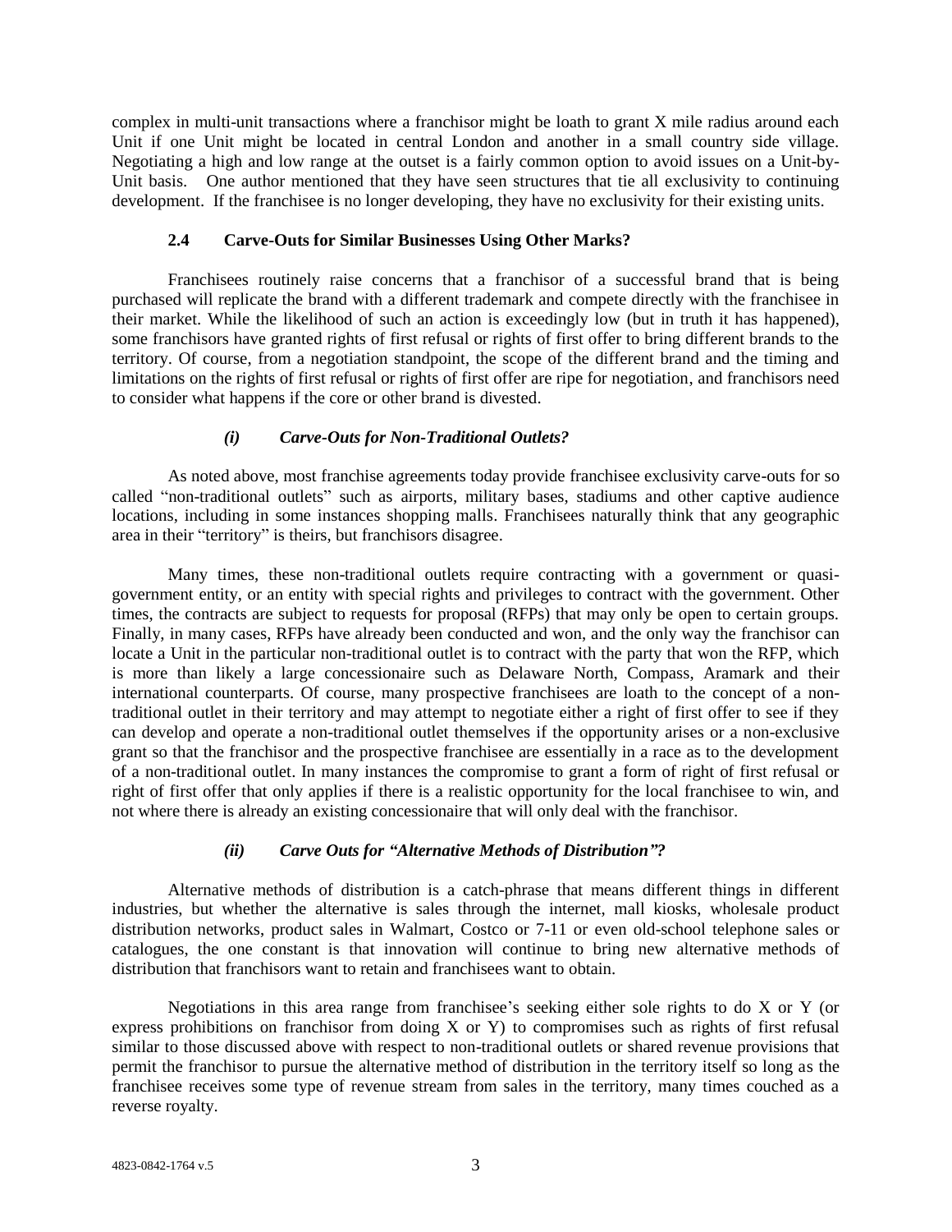complex in multi-unit transactions where a franchisor might be loath to grant X mile radius around each Unit if one Unit might be located in central London and another in a small country side village. Negotiating a high and low range at the outset is a fairly common option to avoid issues on a Unit-by-Unit basis. One author mentioned that they have seen structures that tie all exclusivity to continuing development. If the franchisee is no longer developing, they have no exclusivity for their existing units.

### 2.4 Carve-Outs for Similar Businesses Using Other Marks?

Franchisees routinely raise concerns that a franchisor of a successful brand that is being purchased will replicate the brand with a different trademark and compete directly with the franchisee in their market. While the likelihood of such an action is exceedingly low (but in truth it has happened), some franchisors have granted rights of first refusal or rights of first offer to bring different brands to the territory. Of course, from a negotiation standpoint, the scope of the different brand and the timing and limitations on the rights of first refusal or rights of first offer are ripe for negotiation, and franchisors need to consider what happens if the core or other brand is divested.

#### *(i) Carve-Outs for Non-Traditional Outlets?*

As noted above, most franchise agreements today provide franchisee exclusivity carve-outs for so called "non-traditional outlets" such as airports, military bases, stadiums and other captive audience locations, including in some instances shopping malls. Franchisees naturally think that any geographic area in their "territory" is theirs, but franchisors disagree.

Many times, these non-traditional outlets require contracting with a government or quasi-government entity, or an entity with special rights and privileges to contract with the government. Other times, the contracts are subject to requests for proposal (RFPs) that may only be open to certain groups. Finally, in many cases, RFPs have already been conducted and won, and the only way the franchisor can locate a Unit in the particular non-traditional outlet is to contract with the party that won the RFP, which is more than likely a large concessionaire such as Delaware North, Compass, Aramark and their international counterparts. Of course, many prospective franchisees are loath to the concept of a non-traditional outlet in their territory and may attempt to negotiate either a right of first offer to see if they can develop and operate a non-traditional outlet themselves if the opportunity arises or a non-exclusive grant so that the franchisor and the prospective franchisee are essentially in a race as to the development of a non-traditional outlet. In many instances the compromise to grant a form of right of first refusal or right of first offer that only applies if there is a realistic opportunity for the local franchisee to win, and not where there is already an existing concessionaire that will only deal with the franchisor.

#### *(ii) Carve Outs for "Alternative Methods of Distribution"?*

Alternative methods of distribution is a catch-phrase that means different things in different industries, but whether the alternative is sales through the internet, mall kiosks, wholesale product distribution networks, product sales in Walmart, Costco or 7-11 or even old-school telephone sales or catalogues, the one constant is that innovation will continue to bring new alternative methods of distribution that franchisors want to retain and franchisees want to obtain.

Negotiations in this area range from franchisee's seeking either sole rights to do X or Y (or express prohibitions on franchisor from doing X or Y) to compromises such as rights of first refusal similar to those discussed above with respect to non-traditional outlets or shared revenue provisions that permit the franchisor to pursue the alternative method of distribution in the territory itself so long as the franchisee receives some type of revenue stream from sales in the territory, many times couched as a reverse royalty.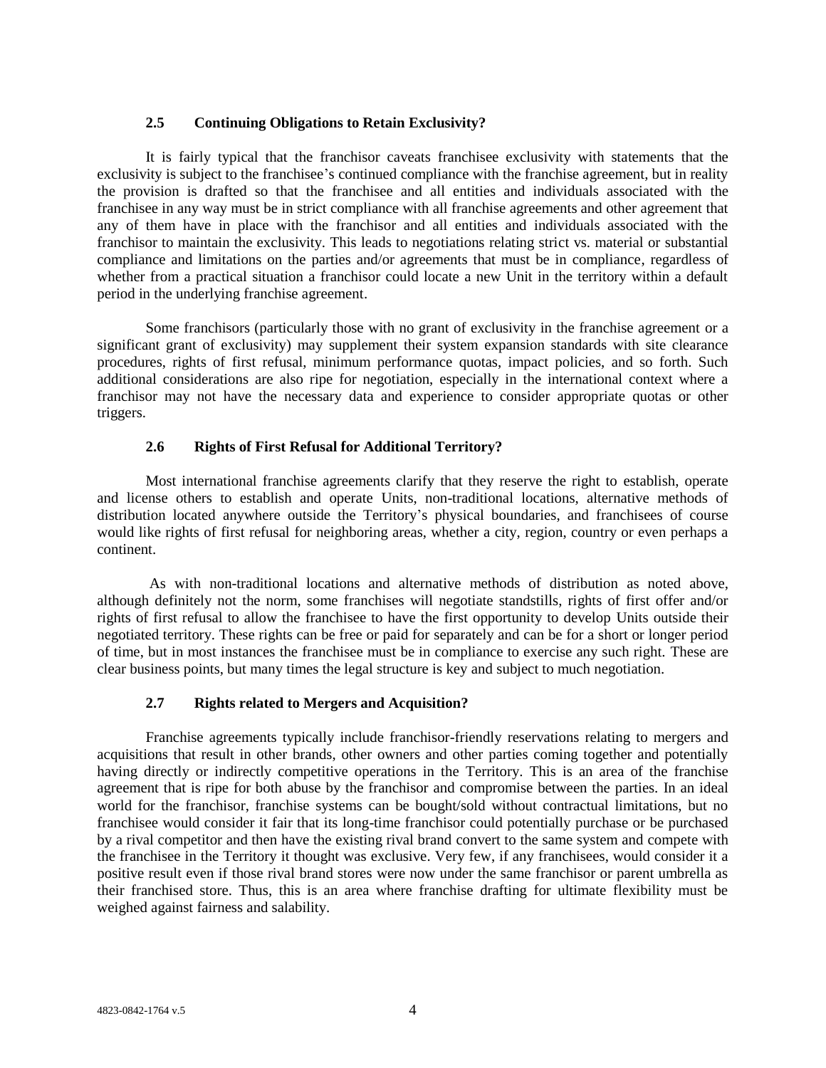### 2.5 Continuing Obligations to Retain Exclusivity?

It is fairly typical that the franchisor caveats franchisee exclusivity with statements that the exclusivity is subject to the franchisee's continued compliance with the franchise agreement, but in reality the provision is drafted so that the franchisee and all entities and individuals associated with the franchisee in any way must be in strict compliance with all franchise agreements and other agreement that any of them have in place with the franchisor and all entities and individuals associated with the franchisor to maintain the exclusivity. This leads to negotiations relating strict vs. material or substantial compliance and limitations on the parties and/or agreements that must be in compliance, regardless of whether from a practical situation a franchisor could locate a new Unit in the territory within a default period in the underlying franchise agreement.

Some franchisors (particularly those with no grant of exclusivity in the franchise agreement or a significant grant of exclusivity) may supplement their system expansion standards with site clearance procedures, rights of first refusal, minimum performance quotas, impact policies, and so forth. Such additional considerations are also ripe for negotiation, especially in the international context where a franchisor may not have the necessary data and experience to consider appropriate quotas or other triggers.

### 2.6 Rights of First Refusal for Additional Territory?

Most international franchise agreements clarify that they reserve the right to establish, operate and license others to establish and operate Units, non-traditional locations, alternative methods of distribution located anywhere outside the Territory's physical boundaries, and franchisees of course would like rights of first refusal for neighboring areas, whether a city, region, country or even perhaps a continent.

As with non-traditional locations and alternative methods of distribution as noted above, although definitely not the norm, some franchises will negotiate standstills, rights of first offer and/or rights of first refusal to allow the franchisee to have the first opportunity to develop Units outside their negotiated territory. These rights can be free or paid for separately and can be for a short or longer period of time, but in most instances the franchisee must be in compliance to exercise any such right. These are clear business points, but many times the legal structure is key and subject to much negotiation.

### 2.7 Rights related to Mergers and Acquisition?

Franchise agreements typically include franchisor-friendly reservations relating to mergers and acquisitions that result in other brands, other owners and other parties coming together and potentially having directly or indirectly competitive operations in the Territory. This is an area of the franchise agreement that is ripe for both abuse by the franchisor and compromise between the parties. In an ideal world for the franchisor, franchise systems can be bought/sold without contractual limitations, but no franchisee would consider it fair that its long-time franchisor could potentially purchase or be purchased by a rival competitor and then have the existing rival brand convert to the same system and compete with the franchisee in the Territory it thought was exclusive. Very few, if any franchisees, would consider it a positive result even if those rival brand stores were now under the same franchisor or parent umbrella as their franchised store. Thus, this is an area where franchise drafting for ultimate flexibility must be weighed against fairness and salability.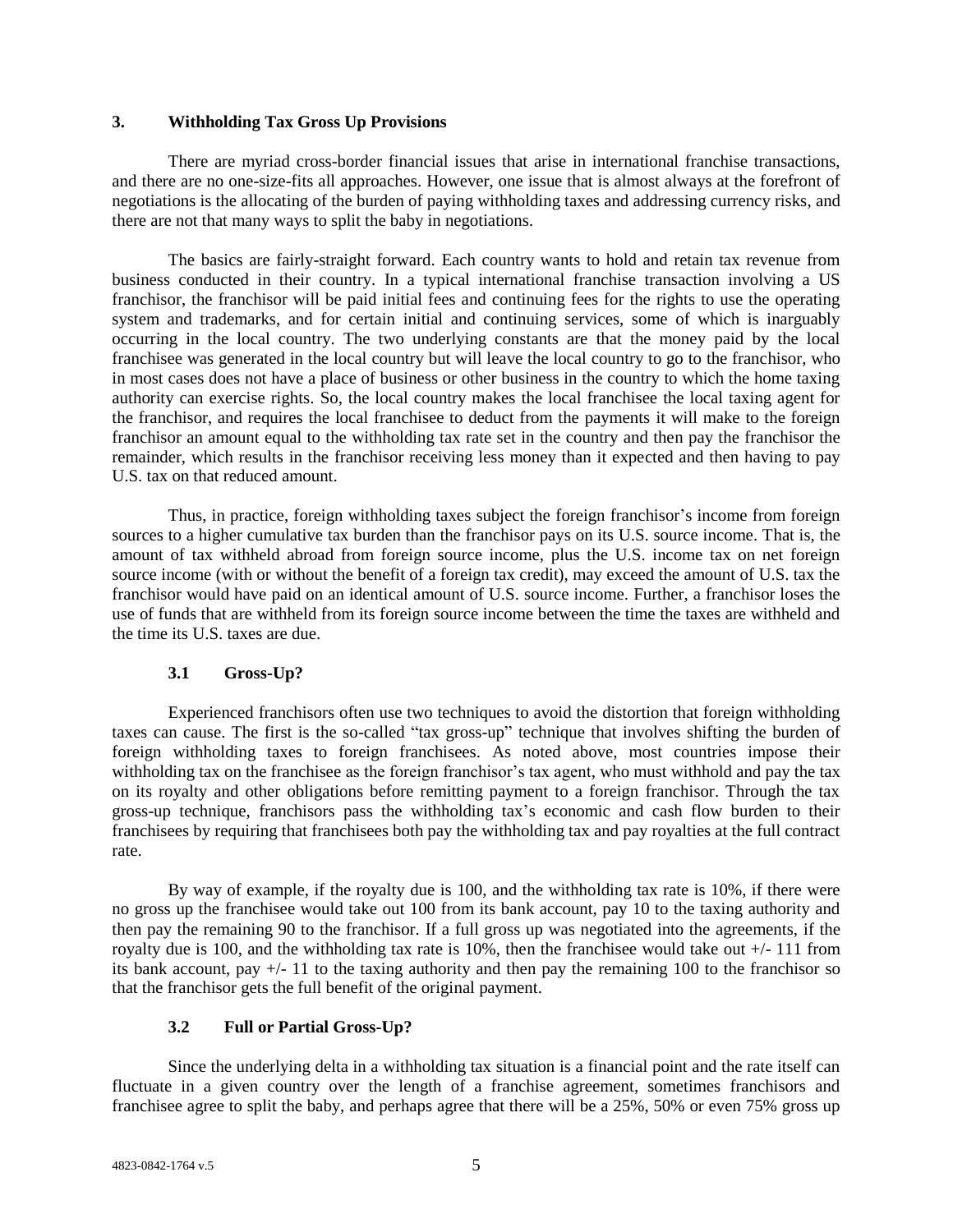## 3. Withholding Tax Gross Up Provisions

There are myriad cross-border financial issues that arise in international franchise transactions, and there are no one-size-fits all approaches. However, one issue that is almost always at the forefront of negotiations is the allocating of the burden of paying withholding taxes and addressing currency risks, and there are not that many ways to split the baby in negotiations.

The basics are fairly-straight forward. Each country wants to hold and retain tax revenue from business conducted in their country. In a typical international franchise transaction involving a US franchisor, the franchisor will be paid initial fees and continuing fees for the rights to use the operating system and trademarks, and for certain initial and continuing services, some of which is inarguably occurring in the local country. The two underlying constants are that the money paid by the local franchisee was generated in the local country but will leave the local country to go to the franchisor, who in most cases does not have a place of business or other business in the country to which the home taxing authority can exercise rights. So, the local country makes the local franchisee the local taxing agent for the franchisor, and requires the local franchisee to deduct from the payments it will make to the foreign franchisor an amount equal to the withholding tax rate set in the country and then pay the franchisor the remainder, which results in the franchisor receiving less money than it expected and then having to pay U.S. tax on that reduced amount.

Thus, in practice, foreign withholding taxes subject the foreign franchisor's income from foreign sources to a higher cumulative tax burden than the franchisor pays on its U.S. source income. That is, the amount of tax withheld abroad from foreign source income, plus the U.S. income tax on net foreign source income (with or without the benefit of a foreign tax credit), may exceed the amount of U.S. tax the franchisor would have paid on an identical amount of U.S. source income. Further, a franchisor loses the use of funds that are withheld from its foreign source income between the time the taxes are withheld and the time its U.S. taxes are due.

### 3.1 Gross-Up?

Experienced franchisors often use two techniques to avoid the distortion that foreign withholding taxes can cause. The first is the so-called "tax gross-up" technique that involves shifting the burden of foreign withholding taxes to foreign franchisees. As noted above, most countries impose their withholding tax on the franchisee as the foreign franchisor's tax agent, who must withhold and pay the tax on its royalty and other obligations before remitting payment to a foreign franchisor. Through the tax gross-up technique, franchisors pass the withholding tax's economic and cash flow burden to their franchisees by requiring that franchisees both pay the withholding tax and pay royalties at the full contract rate.

By way of example, if the royalty due is 100, and the withholding tax rate is 10%, if there were no gross up the franchisee would take out 100 from its bank account, pay 10 to the taxing authority and then pay the remaining 90 to the franchisor. If a full gross up was negotiated into the agreements, if the royalty due is 100, and the withholding tax rate is 10%, then the franchisee would take out +/- 111 from its bank account, pay +/- 11 to the taxing authority and then pay the remaining 100 to the franchisor so that the franchisor gets the full benefit of the original payment.

### 3.2 Full or Partial Gross-Up?

Since the underlying delta in a withholding tax situation is a financial point and the rate itself can fluctuate in a given country over the length of a franchise agreement, sometimes franchisors and franchisee agree to split the baby, and perhaps agree that there will be a 25%, 50% or even 75% gross up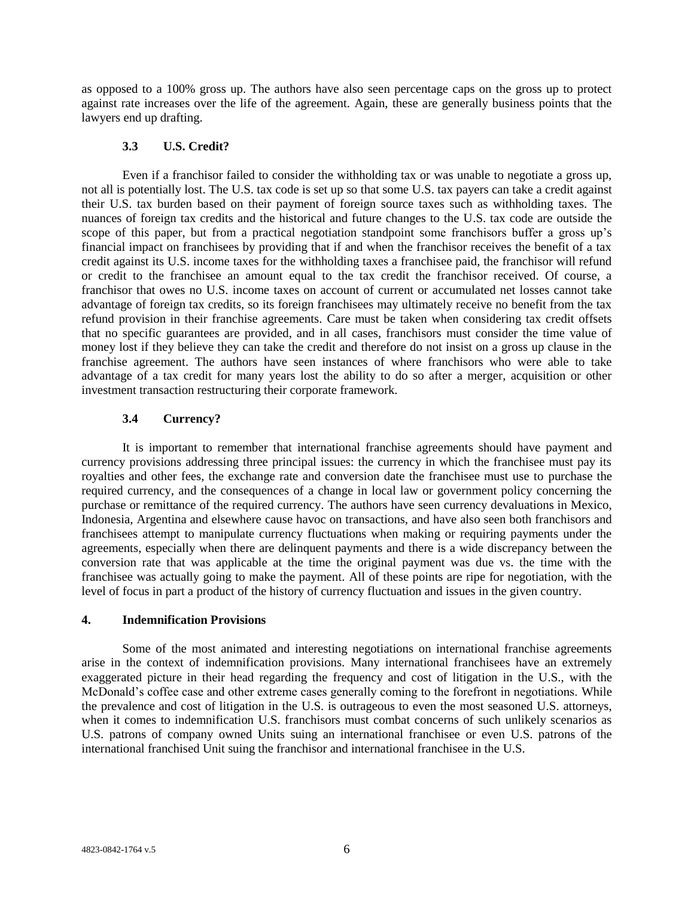as opposed to a 100% gross up. The authors have also seen percentage caps on the gross up to protect against rate increases over the life of the agreement. Again, these are generally business points that the lawyers end up drafting.

### 3.3 U.S. Credit?

Even if a franchisor failed to consider the withholding tax or was unable to negotiate a gross up, not all is potentially lost. The U.S. tax code is set up so that some U.S. tax payers can take a credit against their U.S. tax burden based on their payment of foreign source taxes such as withholding taxes. The nuances of foreign tax credits and the historical and future changes to the U.S. tax code are outside the scope of this paper, but from a practical negotiation standpoint some franchisors buffer a gross up's financial impact on franchisees by providing that if and when the franchisor receives the benefit of a tax credit against its U.S. income taxes for the withholding taxes a franchisee paid, the franchisor will refund or credit to the franchisee an amount equal to the tax credit the franchisor received. Of course, a franchisor that owes no U.S. income taxes on account of current or accumulated net losses cannot take advantage of foreign tax credits, so its foreign franchisees may ultimately receive no benefit from the tax refund provision in their franchise agreements. Care must be taken when considering tax credit offsets that no specific guarantees are provided, and in all cases, franchisors must consider the time value of money lost if they believe they can take the credit and therefore do not insist on a gross up clause in the franchise agreement. The authors have seen instances of where franchisors who were able to take advantage of a tax credit for many years lost the ability to do so after a merger, acquisition or other investment transaction restructuring their corporate framework.

### 3.4 Currency?

It is important to remember that international franchise agreements should have payment and currency provisions addressing three principal issues: the currency in which the franchisee must pay its royalties and other fees, the exchange rate and conversion date the franchisee must use to purchase the required currency, and the consequences of a change in local law or government policy concerning the purchase or remittance of the required currency. The authors have seen currency devaluations in Mexico, Indonesia, Argentina and elsewhere cause havoc on transactions, and have also seen both franchisors and franchisees attempt to manipulate currency fluctuations when making or requiring payments under the agreements, especially when there are delinquent payments and there is a wide discrepancy between the conversion rate that was applicable at the time the original payment was due vs. the time with the franchisee was actually going to make the payment. All of these points are ripe for negotiation, with the level of focus in part a product of the history of currency fluctuation and issues in the given country.

## 4. Indemnification Provisions

Some of the most animated and interesting negotiations on international franchise agreements arise in the context of indemnification provisions. Many international franchisees have an extremely exaggerated picture in their head regarding the frequency and cost of litigation in the U.S., with the McDonald's coffee case and other extreme cases generally coming to the forefront in negotiations. While the prevalence and cost of litigation in the U.S. is outrageous to even the most seasoned U.S. attorneys, when it comes to indemnification U.S. franchisors must combat concerns of such unlikely scenarios as U.S. patrons of company owned Units suing an international franchisee or even U.S. patrons of the international franchised Unit suing the franchisor and international franchisee in the U.S.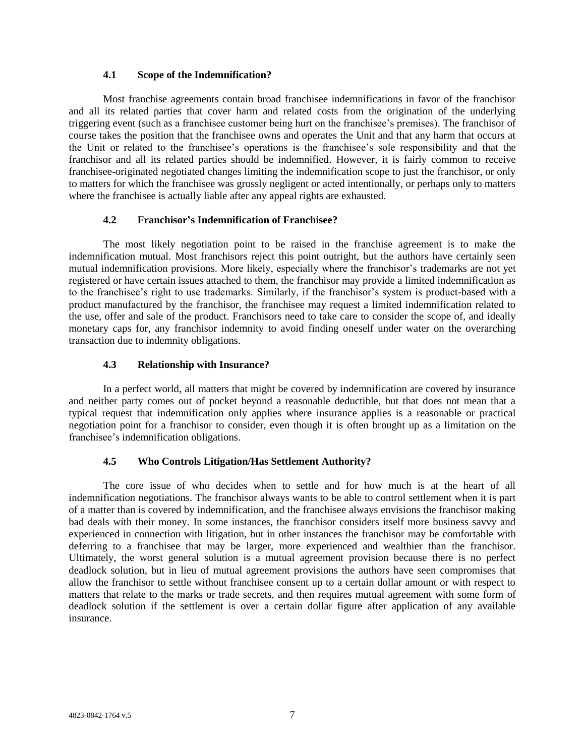### 4.1 Scope of the Indemnification?

Most franchise agreements contain broad franchisee indemnifications in favor of the franchisor and all its related parties that cover harm and related costs from the origination of the underlying triggering event (such as a franchisee customer being hurt on the franchisee's premises). The franchisor of course takes the position that the franchisee owns and operates the Unit and that any harm that occurs at the Unit or related to the franchisee's operations is the franchisee's sole responsibility and that the franchisor and all its related parties should be indemnified. However, it is fairly common to receive franchisee-originated negotiated changes limiting the indemnification scope to just the franchisor, or only to matters for which the franchisee was grossly negligent or acted intentionally, or perhaps only to matters where the franchisee is actually liable after any appeal rights are exhausted.

### 4.2 Franchisor's Indemnification of Franchisee?

The most likely negotiation point to be raised in the franchise agreement is to make the indemnification mutual. Most franchisors reject this point outright, but the authors have certainly seen mutual indemnification provisions. More likely, especially where the franchisor's trademarks are not yet registered or have certain issues attached to them, the franchisor may provide a limited indemnification as to the franchisee's right to use trademarks. Similarly, if the franchisor's system is product-based with a product manufactured by the franchisor, the franchisee may request a limited indemnification related to the use, offer and sale of the product. Franchisors need to take care to consider the scope of, and ideally monetary caps for, any franchisor indemnity to avoid finding oneself under water on the overarching transaction due to indemnity obligations.

### 4.3 Relationship with Insurance?

In a perfect world, all matters that might be covered by indemnification are covered by insurance and neither party comes out of pocket beyond a reasonable deductible, but that does not mean that a typical request that indemnification only applies where insurance applies is a reasonable or practical negotiation point for a franchisor to consider, even though it is often brought up as a limitation on the franchisee's indemnification obligations.

### 4.5 Who Controls Litigation/Has Settlement Authority?

The core issue of who decides when to settle and for how much is at the heart of all indemnification negotiations. The franchisor always wants to be able to control settlement when it is part of a matter than is covered by indemnification, and the franchisee always envisions the franchisor making bad deals with their money. In some instances, the franchisor considers itself more business savvy and experienced in connection with litigation, but in other instances the franchisor may be comfortable with deferring to a franchisee that may be larger, more experienced and wealthier than the franchisor. Ultimately, the worst general solution is a mutual agreement provision because there is no perfect deadlock solution, but in lieu of mutual agreement provisions the authors have seen compromises that allow the franchisor to settle without franchisee consent up to a certain dollar amount or with respect to matters that relate to the marks or trade secrets, and then requires mutual agreement with some form of deadlock solution if the settlement is over a certain dollar figure after application of any available insurance.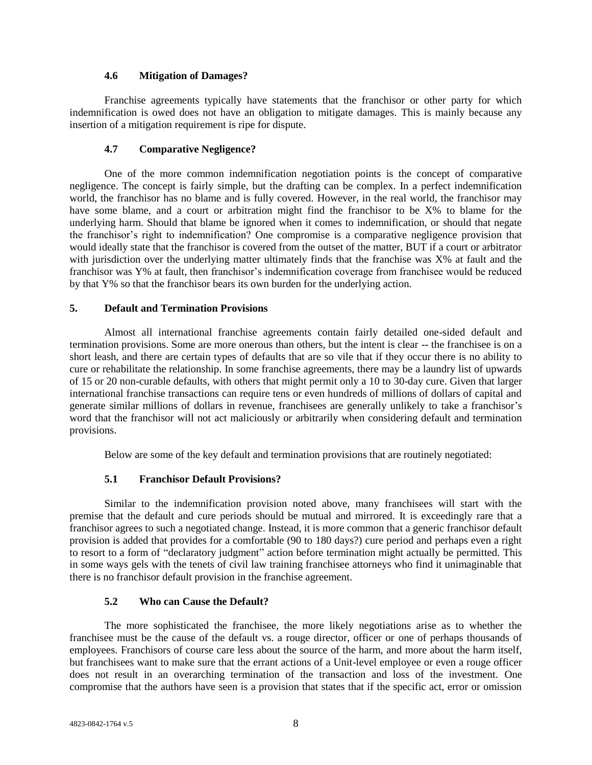### 4.6 Mitigation of Damages?

Franchise agreements typically have statements that the franchisor or other party for which indemnification is owed does not have an obligation to mitigate damages. This is mainly because any insertion of a mitigation requirement is ripe for dispute.

### 4.7 Comparative Negligence?

One of the more common indemnification negotiation points is the concept of comparative negligence. The concept is fairly simple, but the drafting can be complex. In a perfect indemnification world, the franchisor has no blame and is fully covered. However, in the real world, the franchisor may have some blame, and a court or arbitration might find the franchisor to be X% to blame for the underlying harm. Should that blame be ignored when it comes to indemnification, or should that negate the franchisor's right to indemnification? One compromise is a comparative negligence provision that would ideally state that the franchisor is covered from the outset of the matter, BUT if a court or arbitrator with jurisdiction over the underlying matter ultimately finds that the franchise was X% at fault and the franchisor was Y% at fault, then franchisor's indemnification coverage from franchisee would be reduced by that Y% so that the franchisor bears its own burden for the underlying action.

## 5. Default and Termination Provisions

Almost all international franchise agreements contain fairly detailed one-sided default and termination provisions. Some are more onerous than others, but the intent is clear -- the franchisee is on a short leash, and there are certain types of defaults that are so vile that if they occur there is no ability to cure or rehabilitate the relationship. In some franchise agreements, there may be a laundry list of upwards of 15 or 20 non-curable defaults, with others that might permit only a 10 to 30-day cure. Given that larger international franchise transactions can require tens or even hundreds of millions of dollars of capital and generate similar millions of dollars in revenue, franchisees are generally unlikely to take a franchisor's word that the franchisor will not act maliciously or arbitrarily when considering default and termination provisions.

Below are some of the key default and termination provisions that are routinely negotiated:

### 5.1 Franchisor Default Provisions?

Similar to the indemnification provision noted above, many franchisees will start with the premise that the default and cure periods should be mutual and mirrored. It is exceedingly rare that a franchisor agrees to such a negotiated change. Instead, it is more common that a generic franchisor default provision is added that provides for a comfortable (90 to 180 days?) cure period and perhaps even a right to resort to a form of "declaratory judgment" action before termination might actually be permitted. This in some ways gels with the tenets of civil law training franchisee attorneys who find it unimaginable that there is no franchisor default provision in the franchise agreement.

### 5.2 Who can Cause the Default?

The more sophisticated the franchisee, the more likely negotiations arise as to whether the franchisee must be the cause of the default vs. a rouge director, officer or one of perhaps thousands of employees. Franchisors of course care less about the source of the harm, and more about the harm itself, but franchisees want to make sure that the errant actions of a Unit-level employee or even a rouge officer does not result in an overarching termination of the transaction and loss of the investment. One compromise that the authors have seen is a provision that states that if the specific act, error or omission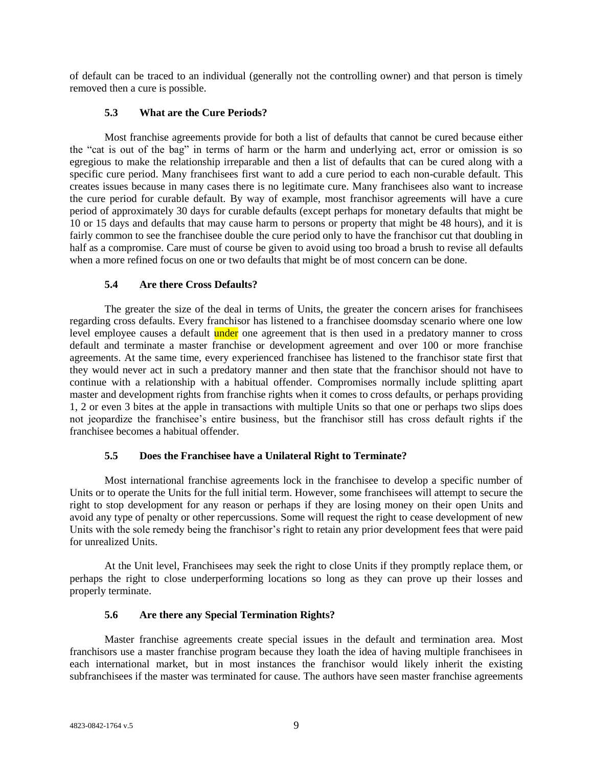of default can be traced to an individual (generally not the controlling owner) and that person is timely removed then a cure is possible.

### 5.3 What are the Cure Periods?

Most franchise agreements provide for both a list of defaults that cannot be cured because either the "cat is out of the bag" in terms of harm or the harm and underlying act, error or omission is so egregious to make the relationship irreparable and then a list of defaults that can be cured along with a specific cure period. Many franchisees first want to add a cure period to each non-curable default. This creates issues because in many cases there is no legitimate cure. Many franchisees also want to increase the cure period for curable default. By way of example, most franchisor agreements will have a cure period of approximately 30 days for curable defaults (except perhaps for monetary defaults that might be 10 or 15 days and defaults that may cause harm to persons or property that might be 48 hours), and it is fairly common to see the franchisee double the cure period only to have the franchisor cut that doubling in half as a compromise. Care must of course be given to avoid using too broad a brush to revise all defaults when a more refined focus on one or two defaults that might be of most concern can be done.

### 5.4 Are there Cross Defaults?

The greater the size of the deal in terms of Units, the greater the concern arises for franchisees regarding cross defaults. Every franchisor has listened to a franchisee doomsday scenario where one low level employee causes a default under one agreement that is then used in a predatory manner to cross default and terminate a master franchise or development agreement and over 100 or more franchise agreements. At the same time, every experienced franchisee has listened to the franchisor state first that they would never act in such a predatory manner and then state that the franchisor should not have to continue with a relationship with a habitual offender. Compromises normally include splitting apart master and development rights from franchise rights when it comes to cross defaults, or perhaps providing 1, 2 or even 3 bites at the apple in transactions with multiple Units so that one or perhaps two slips does not jeopardize the franchisee's entire business, but the franchisor still has cross default rights if the franchisee becomes a habitual offender.

### 5.5 Does the Franchisee have a Unilateral Right to Terminate?

Most international franchise agreements lock in the franchisee to develop a specific number of Units or to operate the Units for the full initial term. However, some franchisees will attempt to secure the right to stop development for any reason or perhaps if they are losing money on their open Units and avoid any type of penalty or other repercussions. Some will request the right to cease development of new Units with the sole remedy being the franchisor's right to retain any prior development fees that were paid for unrealized Units.

At the Unit level, Franchisees may seek the right to close Units if they promptly replace them, or perhaps the right to close underperforming locations so long as they can prove up their losses and properly terminate.

### 5.6 Are there any Special Termination Rights?

Master franchise agreements create special issues in the default and termination area. Most franchisors use a master franchise program because they loath the idea of having multiple franchisees in each international market, but in most instances the franchisor would likely inherit the existing subfranchisees if the master was terminated for cause. The authors have seen master franchise agreements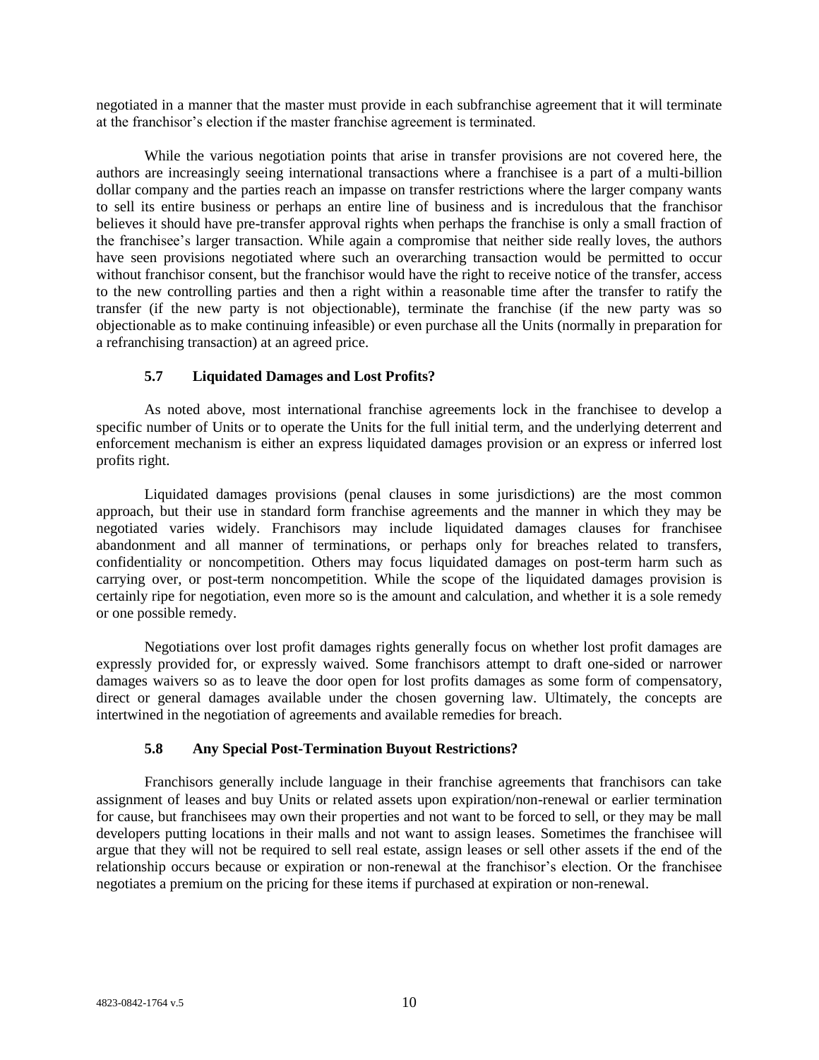negotiated in a manner that the master must provide in each subfranchise agreement that it will terminate at the franchisor's election if the master franchise agreement is terminated.

While the various negotiation points that arise in transfer provisions are not covered here, the authors are increasingly seeing international transactions where a franchisee is a part of a multi-billion dollar company and the parties reach an impasse on transfer restrictions where the larger company wants to sell its entire business or perhaps an entire line of business and is incredulous that the franchisor believes it should have pre-transfer approval rights when perhaps the franchise is only a small fraction of the franchisee's larger transaction. While again a compromise that neither side really loves, the authors have seen provisions negotiated where such an overarching transaction would be permitted to occur without franchisor consent, but the franchisor would have the right to receive notice of the transfer, access to the new controlling parties and then a right within a reasonable time after the transfer to ratify the transfer (if the new party is not objectionable), terminate the franchise (if the new party was so objectionable as to make continuing infeasible) or even purchase all the Units (normally in preparation for a refranchising transaction) at an agreed price.

### 5.7 Liquidated Damages and Lost Profits?

As noted above, most international franchise agreements lock in the franchisee to develop a specific number of Units or to operate the Units for the full initial term, and the underlying deterrent and enforcement mechanism is either an express liquidated damages provision or an express or inferred lost profits right.

Liquidated damages provisions (penal clauses in some jurisdictions) are the most common approach, but their use in standard form franchise agreements and the manner in which they may be negotiated varies widely. Franchisors may include liquidated damages clauses for franchisee abandonment and all manner of terminations, or perhaps only for breaches related to transfers, confidentiality or noncompetition. Others may focus liquidated damages on post-term harm such as carrying over, or post-term noncompetition. While the scope of the liquidated damages provision is certainly ripe for negotiation, even more so is the amount and calculation, and whether it is a sole remedy or one possible remedy.

Negotiations over lost profit damages rights generally focus on whether lost profit damages are expressly provided for, or expressly waived. Some franchisors attempt to draft one-sided or narrower damages waivers so as to leave the door open for lost profits damages as some form of compensatory, direct or general damages available under the chosen governing law. Ultimately, the concepts are intertwined in the negotiation of agreements and available remedies for breach.

### 5.8 Any Special Post-Termination Buyout Restrictions?

Franchisors generally include language in their franchise agreements that franchisors can take assignment of leases and buy Units or related assets upon expiration/non-renewal or earlier termination for cause, but franchisees may own their properties and not want to be forced to sell, or they may be mall developers putting locations in their malls and not want to assign leases. Sometimes the franchisee will argue that they will not be required to sell real estate, assign leases or sell other assets if the end of the relationship occurs because or expiration or non-renewal at the franchisor's election. Or the franchisee negotiates a premium on the pricing for these items if purchased at expiration or non-renewal.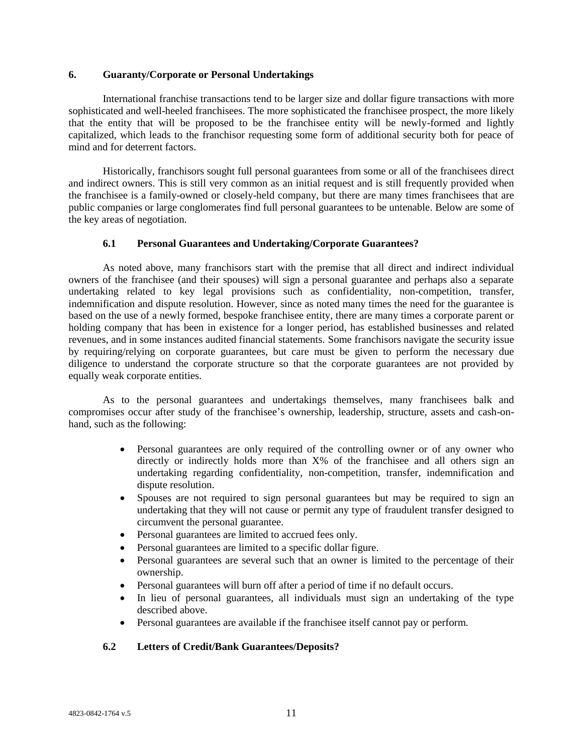## 6. Guaranty/Corporate or Personal Undertakings

International franchise transactions tend to be larger size and dollar figure transactions with more sophisticated and well-heeled franchisees. The more sophisticated the franchisee prospect, the more likely that the entity that will be proposed to be the franchisee entity will be newly-formed and lightly capitalized, which leads to the franchisor requesting some form of additional security both for peace of mind and for deterrent factors.

Historically, franchisors sought full personal guarantees from some or all of the franchisees direct and indirect owners. This is still very common as an initial request and is still frequently provided when the franchisee is a family-owned or closely-held company, but there are many times franchisees that are public companies or large conglomerates find full personal guarantees to be untenable. Below are some of the key areas of negotiation.

### 6.1 Personal Guarantees and Undertaking/Corporate Guarantees?

As noted above, many franchisors start with the premise that all direct and indirect individual owners of the franchisee (and their spouses) will sign a personal guarantee and perhaps also a separate undertaking related to key legal provisions such as confidentiality, non-competition, transfer, indemnification and dispute resolution. However, since as noted many times the need for the guarantee is based on the use of a newly formed, bespoke franchisee entity, there are many times a corporate parent or holding company that has been in existence for a longer period, has established businesses and related revenues, and in some instances audited financial statements. Some franchisors navigate the security issue by requiring/relying on corporate guarantees, but care must be given to perform the necessary due diligence to understand the corporate structure so that the corporate guarantees are not provided by equally weak corporate entities.

As to the personal guarantees and undertakings themselves, many franchisees balk and compromises occur after study of the franchisee's ownership, leadership, structure, assets and cash-on-hand, such as the following:

- Personal guarantees are only required of the controlling owner or of any owner who directly or indirectly holds more than X% of the franchisee and all others sign an undertaking regarding confidentiality, non-competition, transfer, indemnification and dispute resolution.
- Spouses are not required to sign personal guarantees but may be required to sign an undertaking that they will not cause or permit any type of fraudulent transfer designed to circumvent the personal guarantee.
- Personal guarantees are limited to accrued fees only.
- Personal guarantees are limited to a specific dollar figure.
- Personal guarantees are several such that an owner is limited to the percentage of their ownership.
- Personal guarantees will burn off after a period of time if no default occurs.
- In lieu of personal guarantees, all individuals must sign an undertaking of the type described above.
- Personal guarantees are available if the franchisee itself cannot pay or perform.

### 6.2 Letters of Credit/Bank Guarantees/Deposits?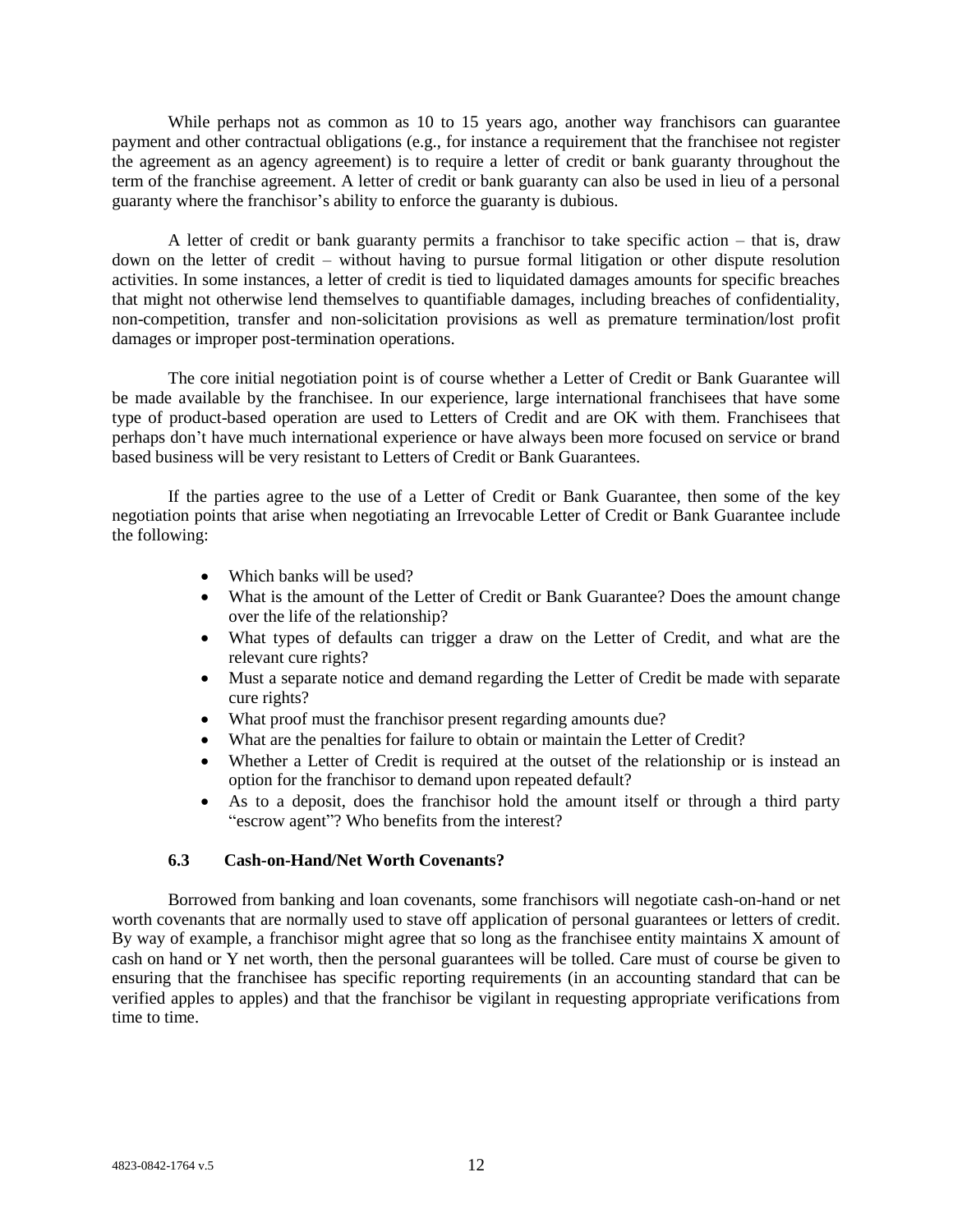While perhaps not as common as 10 to 15 years ago, another way franchisors can guarantee payment and other contractual obligations (e.g., for instance a requirement that the franchisee not register the agreement as an agency agreement) is to require a letter of credit or bank guaranty throughout the term of the franchise agreement. A letter of credit or bank guaranty can also be used in lieu of a personal guaranty where the franchisor's ability to enforce the guaranty is dubious.

A letter of credit or bank guaranty permits a franchisor to take specific action – that is, draw down on the letter of credit – without having to pursue formal litigation or other dispute resolution activities. In some instances, a letter of credit is tied to liquidated damages amounts for specific breaches that might not otherwise lend themselves to quantifiable damages, including breaches of confidentiality, non-competition, transfer and non-solicitation provisions as well as premature termination/lost profit damages or improper post-termination operations.

The core initial negotiation point is of course whether a Letter of Credit or Bank Guarantee will be made available by the franchisee. In our experience, large international franchisees that have some type of product-based operation are used to Letters of Credit and are OK with them. Franchisees that perhaps don't have much international experience or have always been more focused on service or brand based business will be very resistant to Letters of Credit or Bank Guarantees.

If the parties agree to the use of a Letter of Credit or Bank Guarantee, then some of the key negotiation points that arise when negotiating an Irrevocable Letter of Credit or Bank Guarantee include the following:

- Which banks will be used?
- What is the amount of the Letter of Credit or Bank Guarantee? Does the amount change over the life of the relationship?
- What types of defaults can trigger a draw on the Letter of Credit, and what are the relevant cure rights?
- Must a separate notice and demand regarding the Letter of Credit be made with separate cure rights?
- What proof must the franchisor present regarding amounts due?
- What are the penalties for failure to obtain or maintain the Letter of Credit?
- Whether a Letter of Credit is required at the outset of the relationship or is instead an option for the franchisor to demand upon repeated default?
- As to a deposit, does the franchisor hold the amount itself or through a third party "escrow agent"? Who benefits from the interest?

### 6.3 Cash-on-Hand/Net Worth Covenants?

Borrowed from banking and loan covenants, some franchisors will negotiate cash-on-hand or net worth covenants that are normally used to stave off application of personal guarantees or letters of credit. By way of example, a franchisor might agree that so long as the franchisee entity maintains X amount of cash on hand or Y net worth, then the personal guarantees will be tolled. Care must of course be given to ensuring that the franchisee has specific reporting requirements (in an accounting standard that can be verified apples to apples) and that the franchisor be vigilant in requesting appropriate verifications from time to time.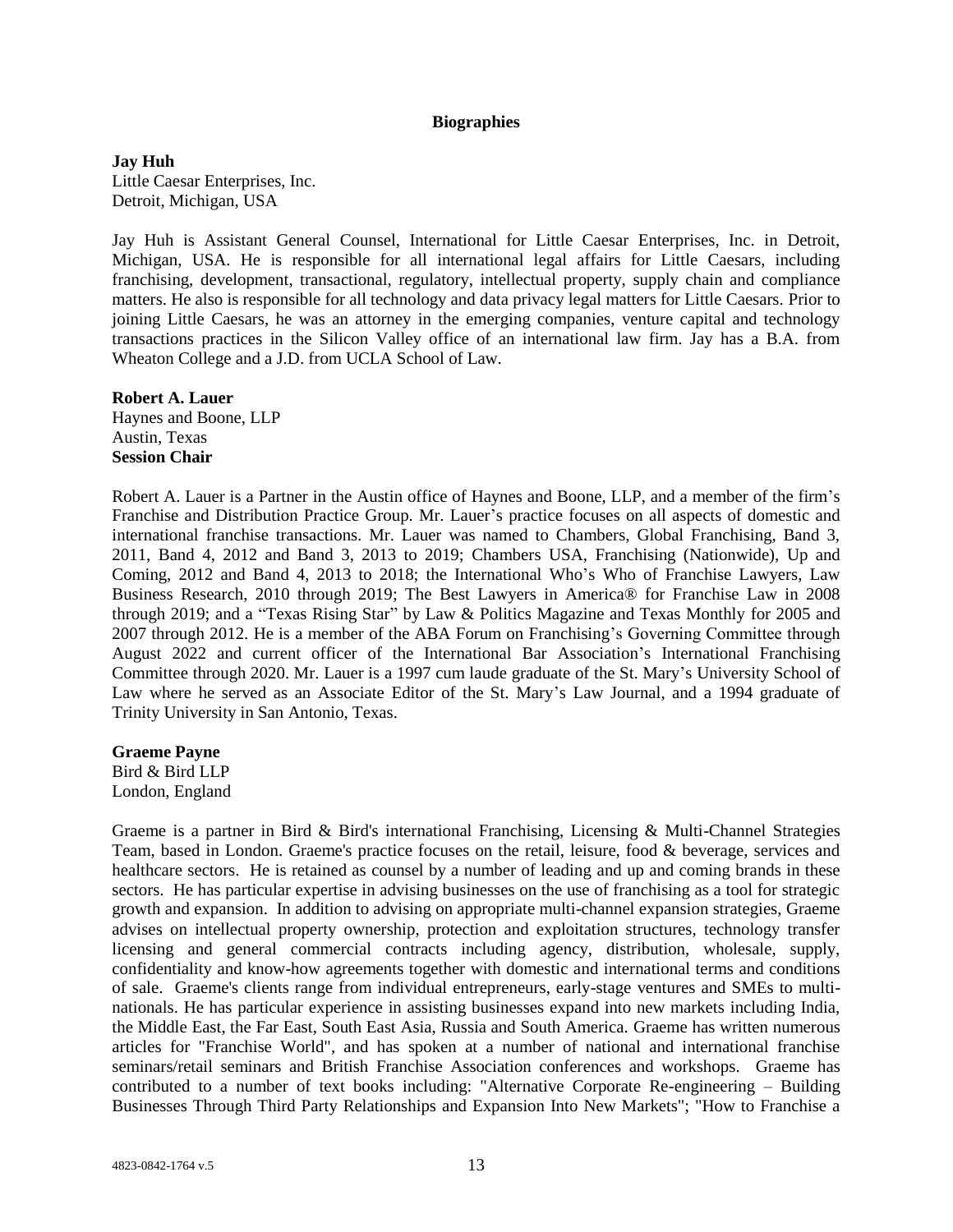## Biographies

**Jay Huh**
Little Caesar Enterprises, Inc.
Detroit, Michigan, USA

Jay Huh is Assistant General Counsel, International for Little Caesar Enterprises, Inc. in Detroit, Michigan, USA. He is responsible for all international legal affairs for Little Caesars, including franchising, development, transactional, regulatory, intellectual property, supply chain and compliance matters. He also is responsible for all technology and data privacy legal matters for Little Caesars. Prior to joining Little Caesars, he was an attorney in the emerging companies, venture capital and technology transactions practices in the Silicon Valley office of an international law firm. Jay has a B.A. from Wheaton College and a J.D. from UCLA School of Law.

**Robert A. Lauer**
Haynes and Boone, LLP
Austin, Texas
**Session Chair**

Robert A. Lauer is a Partner in the Austin office of Haynes and Boone, LLP, and a member of the firm's Franchise and Distribution Practice Group. Mr. Lauer's practice focuses on all aspects of domestic and international franchise transactions. Mr. Lauer was named to Chambers, Global Franchising, Band 3, 2011, Band 4, 2012 and Band 3, 2013 to 2019; Chambers USA, Franchising (Nationwide), Up and Coming, 2012 and Band 4, 2013 to 2018; the International Who's Who of Franchise Lawyers, Law Business Research, 2010 through 2019; The Best Lawyers in America® for Franchise Law in 2008 through 2019; and a "Texas Rising Star" by Law & Politics Magazine and Texas Monthly for 2005 and 2007 through 2012. He is a member of the ABA Forum on Franchising's Governing Committee through August 2022 and current officer of the International Bar Association's International Franchising Committee through 2020. Mr. Lauer is a 1997 cum laude graduate of the St. Mary's University School of Law where he served as an Associate Editor of the St. Mary's Law Journal, and a 1994 graduate of Trinity University in San Antonio, Texas.

**Graeme Payne**
Bird & Bird LLP
London, England

Graeme is a partner in Bird & Bird's international Franchising, Licensing & Multi-Channel Strategies Team, based in London. Graeme's practice focuses on the retail, leisure, food & beverage, services and healthcare sectors. He is retained as counsel by a number of leading and up and coming brands in these sectors. He has particular expertise in advising businesses on the use of franchising as a tool for strategic growth and expansion. In addition to advising on appropriate multi-channel expansion strategies, Graeme advises on intellectual property ownership, protection and exploitation structures, technology transfer licensing and general commercial contracts including agency, distribution, wholesale, supply, confidentiality and know-how agreements together with domestic and international terms and conditions of sale. Graeme's clients range from individual entrepreneurs, early-stage ventures and SMEs to multi-nationals. He has particular experience in assisting businesses expand into new markets including India, the Middle East, the Far East, South East Asia, Russia and South America. Graeme has written numerous articles for "Franchise World", and has spoken at a number of national and international franchise seminars/retail seminars and British Franchise Association conferences and workshops. Graeme has contributed to a number of text books including: "Alternative Corporate Re-engineering – Building Businesses Through Third Party Relationships and Expansion Into New Markets"; "How to Franchise a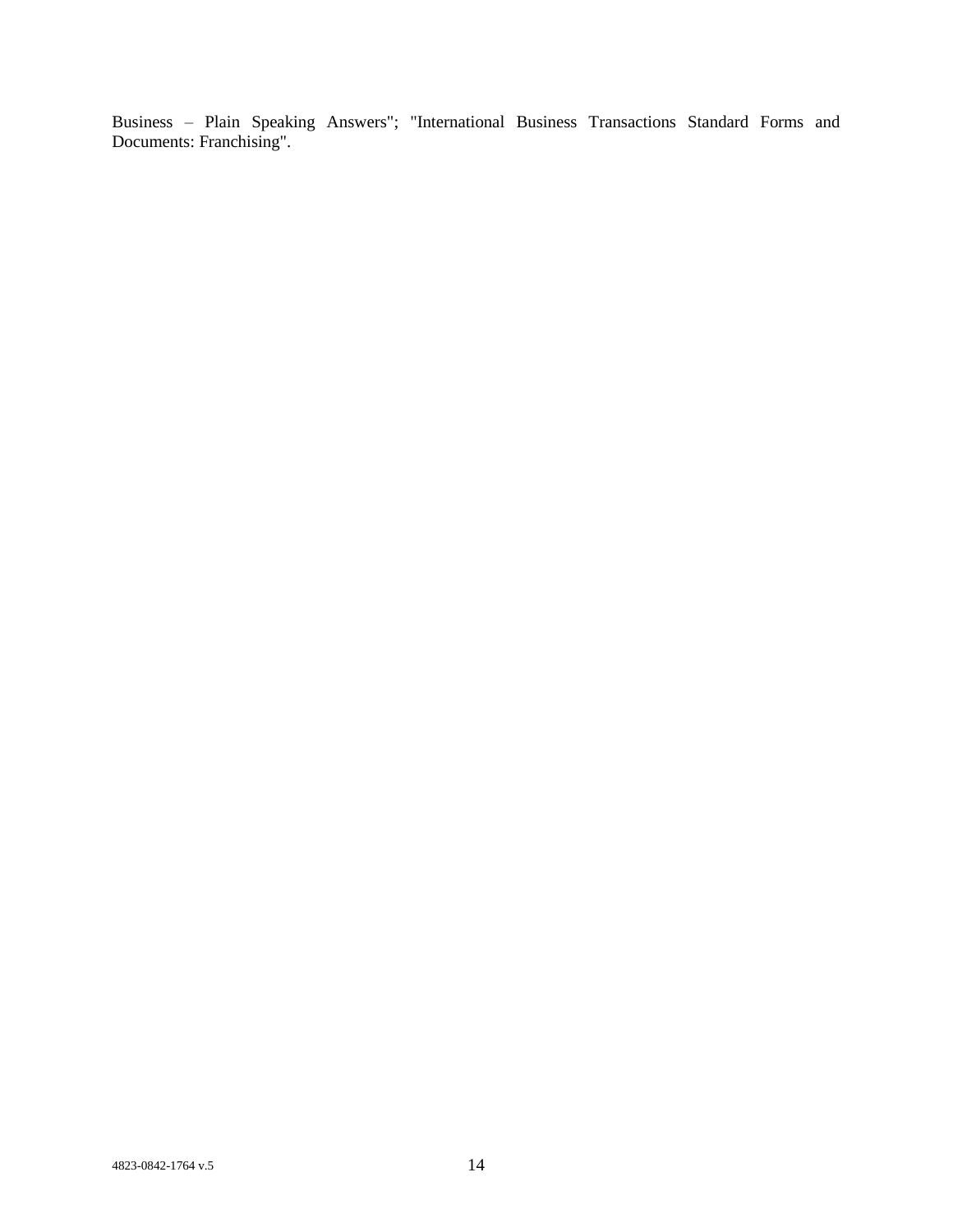Business – Plain Speaking Answers"; "International Business Transactions Standard Forms and Documents: Franchising".